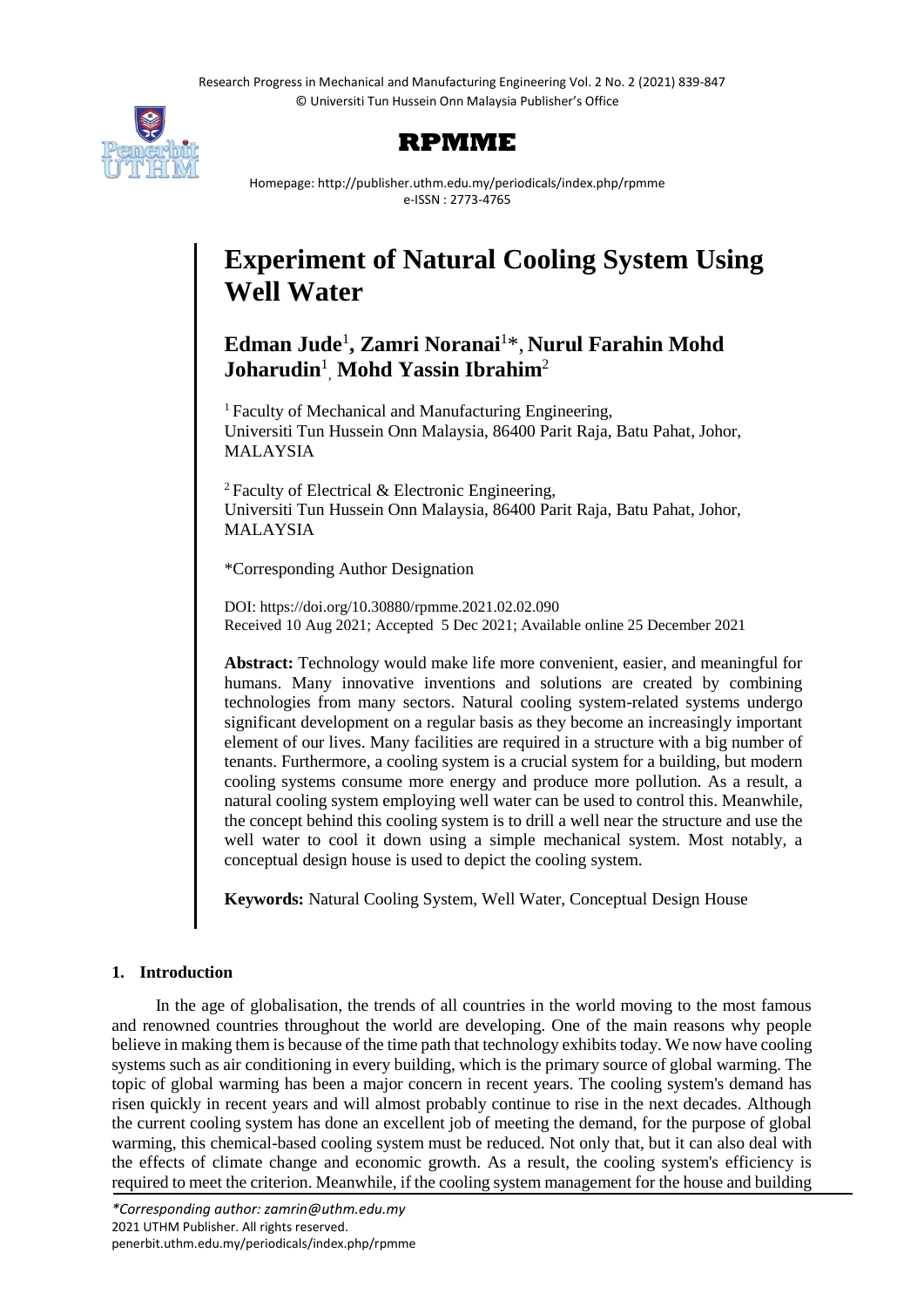# Experiment of Natural Cooling System Using Well Water

**Edman Jude**[1], **Zamri Noranai**[1]*, **Nurul Farahin Mohd Joharudin**[1], **Mohd Yassin Ibrahim**[2]

[1] Faculty of Mechanical and Manufacturing Engineering, Universiti Tun Hussein Onn Malaysia, 86400 Parit Raja, Batu Pahat, Johor, MALAYSIA

[2] Faculty of Electrical & Electronic Engineering, Universiti Tun Hussein Onn Malaysia, 86400 Parit Raja, Batu Pahat, Johor, MALAYSIA

*Corresponding Author Designation

DOI: https://doi.org/10.30880/rpmme.2021.02.02.090
Received 10 Aug 2021; Accepted 5 Dec 2021; Available online 25 December 2021

**Abstract:** Technology would make life more convenient, easier, and meaningful for humans. Many innovative inventions and solutions are created by combining technologies from many sectors. Natural cooling system-related systems undergo significant development on a regular basis as they become an increasingly important element of our lives. Many facilities are required in a structure with a big number of tenants. Furthermore, a cooling system is a crucial system for a building, but modern cooling systems consume more energy and produce more pollution. As a result, a natural cooling system employing well water can be used to control this. Meanwhile, the concept behind this cooling system is to drill a well near the structure and use the well water to cool it down using a simple mechanical system. Most notably, a conceptual design house is used to depict the cooling system.

**Keywords:** Natural Cooling System, Well Water, Conceptual Design House

## 1. Introduction

In the age of globalisation, the trends of all countries in the world moving to the most famous and renowned countries throughout the world are developing. One of the main reasons why people believe in making them is because of the time path that technology exhibits today. We now have cooling systems such as air conditioning in every building, which is the primary source of global warming. The topic of global warming has been a major concern in recent years. The cooling system's demand has risen quickly in recent years and will almost probably continue to rise in the next decades. Although the current cooling system has done an excellent job of meeting the demand, for the purpose of global warming, this chemical-based cooling system must be reduced. Not only that, but it can also deal with the effects of climate change and economic growth. As a result, the cooling system's efficiency is required to meet the criterion. Meanwhile, if the cooling system management for the house and building

*Corresponding author: zamrin@uthm.edu.my*
2021 UTHM Publisher. All rights reserved.
penerbit.uthm.edu.my/periodicals/index.php/rpmme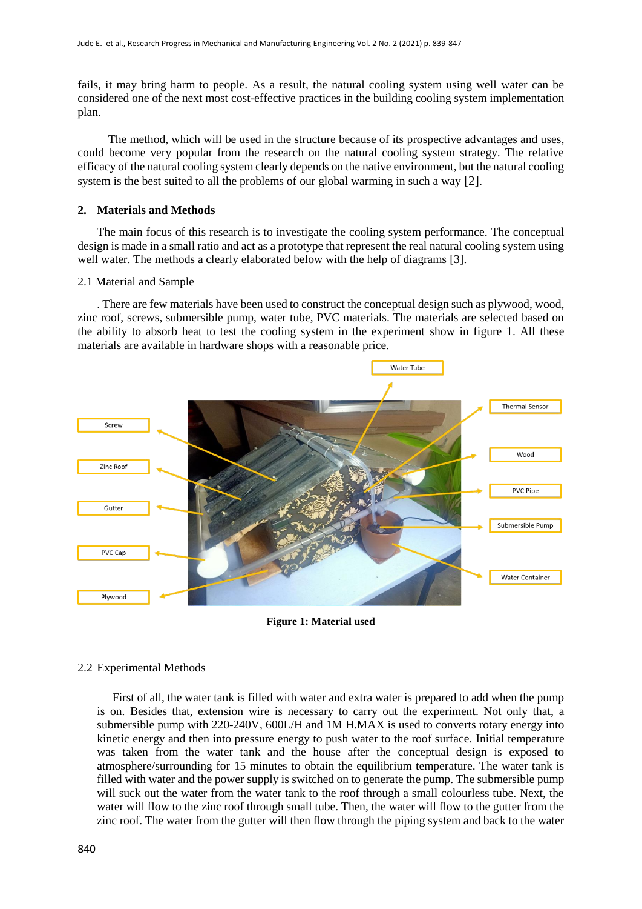fails, it may bring harm to people. As a result, the natural cooling system using well water can be considered one of the next most cost-effective practices in the building cooling system implementation plan.

The method, which will be used in the structure because of its prospective advantages and uses, could become very popular from the research on the natural cooling system strategy. The relative efficacy of the natural cooling system clearly depends on the native environment, but the natural cooling system is the best suited to all the problems of our global warming in such a way [2].

## 2. Materials and Methods

The main focus of this research is to investigate the cooling system performance. The conceptual design is made in a small ratio and act as a prototype that represent the real natural cooling system using well water. The methods a clearly elaborated below with the help of diagrams [3].

### 2.1 Material and Sample

. There are few materials have been used to construct the conceptual design such as plywood, wood, zinc roof, screws, submersible pump, water tube, PVC materials. The materials are selected based on the ability to absorb heat to test the cooling system in the experiment show in figure 1. All these materials are available in hardware shops with a reasonable price.

**Figure 1: Material used**

### 2.2 Experimental Methods

First of all, the water tank is filled with water and extra water is prepared to add when the pump is on. Besides that, extension wire is necessary to carry out the experiment. Not only that, a submersible pump with 220-240V, 600L/H and 1M H.MAX is used to converts rotary energy into kinetic energy and then into pressure energy to push water to the roof surface. Initial temperature was taken from the water tank and the house after the conceptual design is exposed to atmosphere/surrounding for 15 minutes to obtain the equilibrium temperature. The water tank is filled with water and the power supply is switched on to generate the pump. The submersible pump will suck out the water from the water tank to the roof through a small colourless tube. Next, the water will flow to the zinc roof through small tube. Then, the water will flow to the gutter from the zinc roof. The water from the gutter will then flow through the piping system and back to the water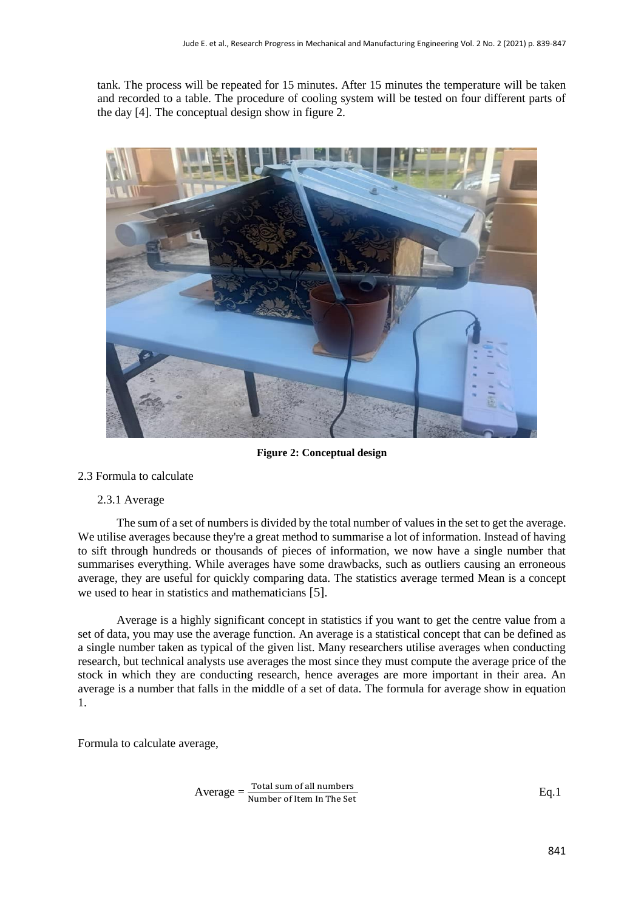tank. The process will be repeated for 15 minutes. After 15 minutes the temperature will be taken and recorded to a table. The procedure of cooling system will be tested on four different parts of the day [4]. The conceptual design show in figure 2.

**Figure 2: Conceptual design**

## 2.3 Formula to calculate

### 2.3.1 Average

The sum of a set of numbers is divided by the total number of values in the set to get the average. We utilise averages because they're a great method to summarise a lot of information. Instead of having to sift through hundreds or thousands of pieces of information, we now have a single number that summarises everything. While averages have some drawbacks, such as outliers causing an erroneous average, they are useful for quickly comparing data. The statistics average termed Mean is a concept we used to hear in statistics and mathematicians [5].

Average is a highly significant concept in statistics if you want to get the centre value from a set of data, you may use the average function. An average is a statistical concept that can be defined as a single number taken as typical of the given list. Many researchers utilise averages when conducting research, but technical analysts use averages the most since they must compute the average price of the stock in which they are conducting research, hence averages are more important in their area. An average is a number that falls in the middle of a set of data. The formula for average show in equation 1.

Formula to calculate average,

$$\text{Average} = \frac{\text{Total sum of all numbers}}{\text{Number of Item In The Set}} \quad \text{Eq.1}$$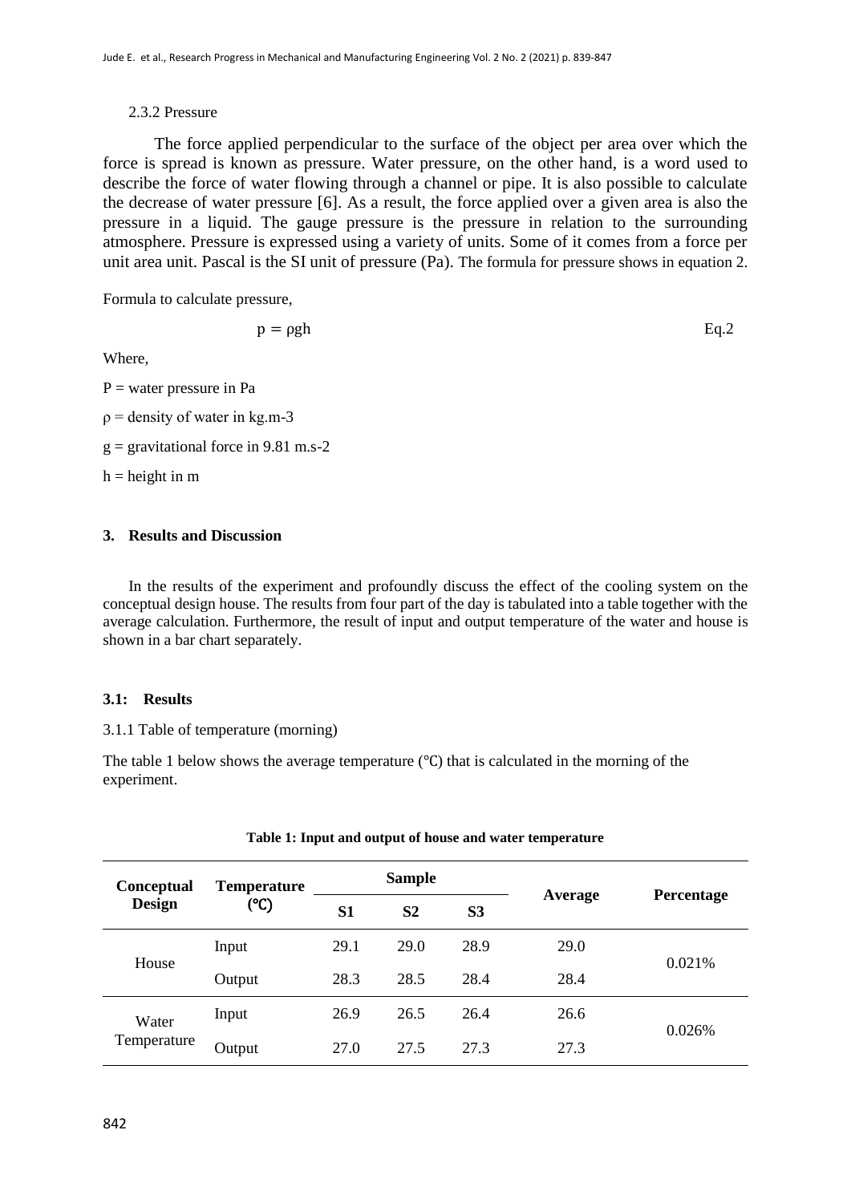2.3.2 Pressure

The force applied perpendicular to the surface of the object per area over which the force is spread is known as pressure. Water pressure, on the other hand, is a word used to describe the force of water flowing through a channel or pipe. It is also possible to calculate the decrease of water pressure [6]. As a result, the force applied over a given area is also the pressure in a liquid. The gauge pressure is the pressure in relation to the surrounding atmosphere. Pressure is expressed using a variety of units. Some of it comes from a force per unit area unit. Pascal is the SI unit of pressure (Pa). The formula for pressure shows in equation 2.

Formula to calculate pressure,

$$p = \rho g h \qquad \text{Eq.2}$$

Where,

P = water pressure in Pa

$\rho$ = density of water in kg.m-3

g = gravitational force in 9.81 m.s-2

h = height in m

## 3. Results and Discussion

In the results of the experiment and profoundly discuss the effect of the cooling system on the conceptual design house. The results from four part of the day is tabulated into a table together with the average calculation. Furthermore, the result of input and output temperature of the water and house is shown in a bar chart separately.

### 3.1: Results

3.1.1 Table of temperature (morning)

The table 1 below shows the average temperature (℃) that is calculated in the morning of the experiment.

**Table 1: Input and output of house and water temperature**

| Conceptual Design | Temperature (℃) | Sample | | | Average | Percentage |
|---|---|---|---|---|---|---|
| | | S1 | S2 | S3 | | |
| House | Input | 29.1 | 29.0 | 28.9 | 29.0 | 0.021% |
| | Output | 28.3 | 28.5 | 28.4 | 28.4 | |
| Water Temperature | Input | 26.9 | 26.5 | 26.4 | 26.6 | 0.026% |
| | Output | 27.0 | 27.5 | 27.3 | 27.3 | |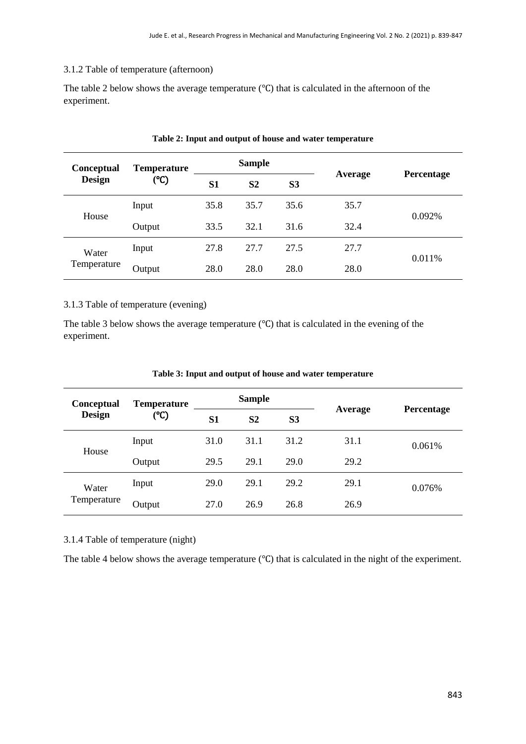3.1.2 Table of temperature (afternoon)

The table 2 below shows the average temperature (℃) that is calculated in the afternoon of the experiment.

**Table 2: Input and output of house and water temperature**

| Conceptual Design | Temperature (℃) | Sample | | | Average | Percentage |
|---|---|---|---|---|---|---|
| | | S1 | S2 | S3 | | |
| House | Input | 35.8 | 35.7 | 35.6 | 35.7 | 0.092% |
| | Output | 33.5 | 32.1 | 31.6 | 32.4 | |
| Water Temperature | Input | 27.8 | 27.7 | 27.5 | 27.7 | 0.011% |
| | Output | 28.0 | 28.0 | 28.0 | 28.0 | |

3.1.3 Table of temperature (evening)

The table 3 below shows the average temperature (℃) that is calculated in the evening of the experiment.

**Table 3: Input and output of house and water temperature**

| Conceptual Design | Temperature (℃) | Sample | | | Average | Percentage |
|---|---|---|---|---|---|---|
| | | S1 | S2 | S3 | | |
| House | Input | 31.0 | 31.1 | 31.2 | 31.1 | 0.061% |
| | Output | 29.5 | 29.1 | 29.0 | 29.2 | |
| Water Temperature | Input | 29.0 | 29.1 | 29.2 | 29.1 | 0.076% |
| | Output | 27.0 | 26.9 | 26.8 | 26.9 | |

3.1.4 Table of temperature (night)

The table 4 below shows the average temperature (℃) that is calculated in the night of the experiment.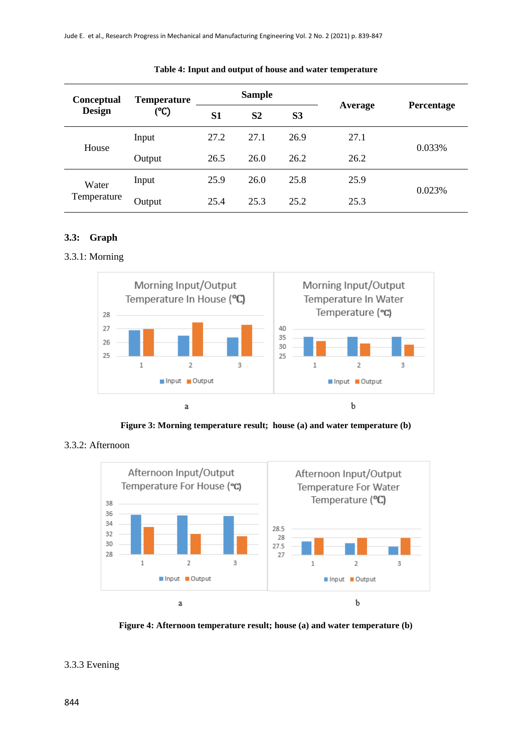**Table 4: Input and output of house and water temperature**

| Conceptual Design | Temperature (℃) | Sample | | | Average | Percentage |
|---|---|---|---|---|---|---|
| | | S1 | S2 | S3 | | |
| House | Input | 27.2 | 27.1 | 26.9 | 27.1 | 0.033% |
| | Output | 26.5 | 26.0 | 26.2 | 26.2 | |
| Water Temperature | Input | 25.9 | 26.0 | 25.8 | 25.9 | 0.023% |
| | Output | 25.4 | 25.3 | 25.2 | 25.3 | |

### 3.3: Graph

3.3.1: Morning

**Figure 3: Morning temperature result; house (a) and water temperature (b)**

3.3.2: Afternoon

**Figure 4: Afternoon temperature result; house (a) and water temperature (b)**

3.3.3 Evening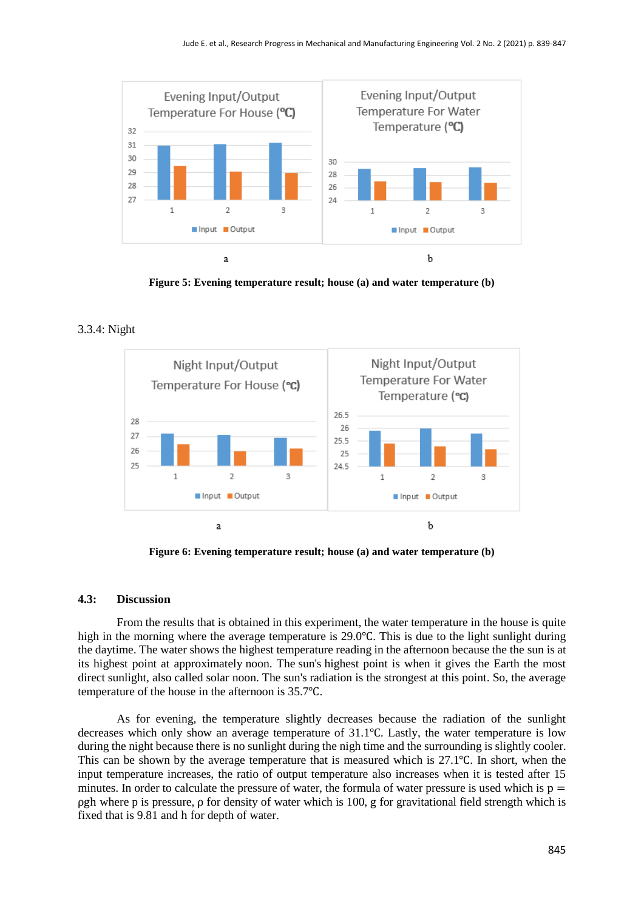Figure 5: Evening temperature result; house (a) and water temperature (b)

3.3.4: Night

Figure 6: Evening temperature result; house (a) and water temperature (b)

### 4.3: Discussion

From the results that is obtained in this experiment, the water temperature in the house is quite high in the morning where the average temperature is 29.0℃. This is due to the light sunlight during the daytime. The water shows the highest temperature reading in the afternoon because the the sun is at its highest point at approximately noon. The sun's highest point is when it gives the Earth the most direct sunlight, also called solar noon. The sun's radiation is the strongest at this point. So, the average temperature of the house in the afternoon is 35.7℃.

As for evening, the temperature slightly decreases because the radiation of the sunlight decreases which only show an average temperature of 31.1℃. Lastly, the water temperature is low during the night because there is no sunlight during the nigh time and the surrounding is slightly cooler. This can be shown by the average temperature that is measured which is 27.1℃. In short, when the input temperature increases, the ratio of output temperature also increases when it is tested after 15 minutes. In order to calculate the pressure of water, the formula of water pressure is used which is $p = \rho gh$ where p is pressure, ρ for density of water which is 100, g for gravitational field strength which is fixed that is 9.81 and h for depth of water.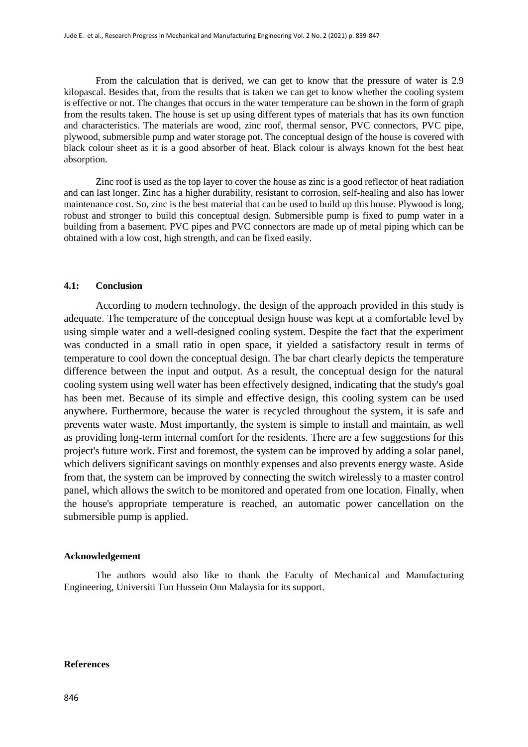From the calculation that is derived, we can get to know that the pressure of water is 2.9 kilopascal. Besides that, from the results that is taken we can get to know whether the cooling system is effective or not. The changes that occurs in the water temperature can be shown in the form of graph from the results taken. The house is set up using different types of materials that has its own function and characteristics. The materials are wood, zinc roof, thermal sensor, PVC connectors, PVC pipe, plywood, submersible pump and water storage pot. The conceptual design of the house is covered with black colour sheet as it is a good absorber of heat. Black colour is always known fot the best heat absorption.

Zinc roof is used as the top layer to cover the house as zinc is a good reflector of heat radiation and can last longer. Zinc has a higher durability, resistant to corrosion, self-healing and also has lower maintenance cost. So, zinc is the best material that can be used to build up this house. Plywood is long, robust and stronger to build this conceptual design. Submersible pump is fixed to pump water in a building from a basement. PVC pipes and PVC connectors are made up of metal piping which can be obtained with a low cost, high strength, and can be fixed easily.

## 4.1: Conclusion

According to modern technology, the design of the approach provided in this study is adequate. The temperature of the conceptual design house was kept at a comfortable level by using simple water and a well-designed cooling system. Despite the fact that the experiment was conducted in a small ratio in open space, it yielded a satisfactory result in terms of temperature to cool down the conceptual design. The bar chart clearly depicts the temperature difference between the input and output. As a result, the conceptual design for the natural cooling system using well water has been effectively designed, indicating that the study's goal has been met. Because of its simple and effective design, this cooling system can be used anywhere. Furthermore, because the water is recycled throughout the system, it is safe and prevents water waste. Most importantly, the system is simple to install and maintain, as well as providing long-term internal comfort for the residents. There are a few suggestions for this project's future work. First and foremost, the system can be improved by adding a solar panel, which delivers significant savings on monthly expenses and also prevents energy waste. Aside from that, the system can be improved by connecting the switch wirelessly to a master control panel, which allows the switch to be monitored and operated from one location. Finally, when the house's appropriate temperature is reached, an automatic power cancellation on the submersible pump is applied.

## Acknowledgement

The authors would also like to thank the Faculty of Mechanical and Manufacturing Engineering, Universiti Tun Hussein Onn Malaysia for its support.

## References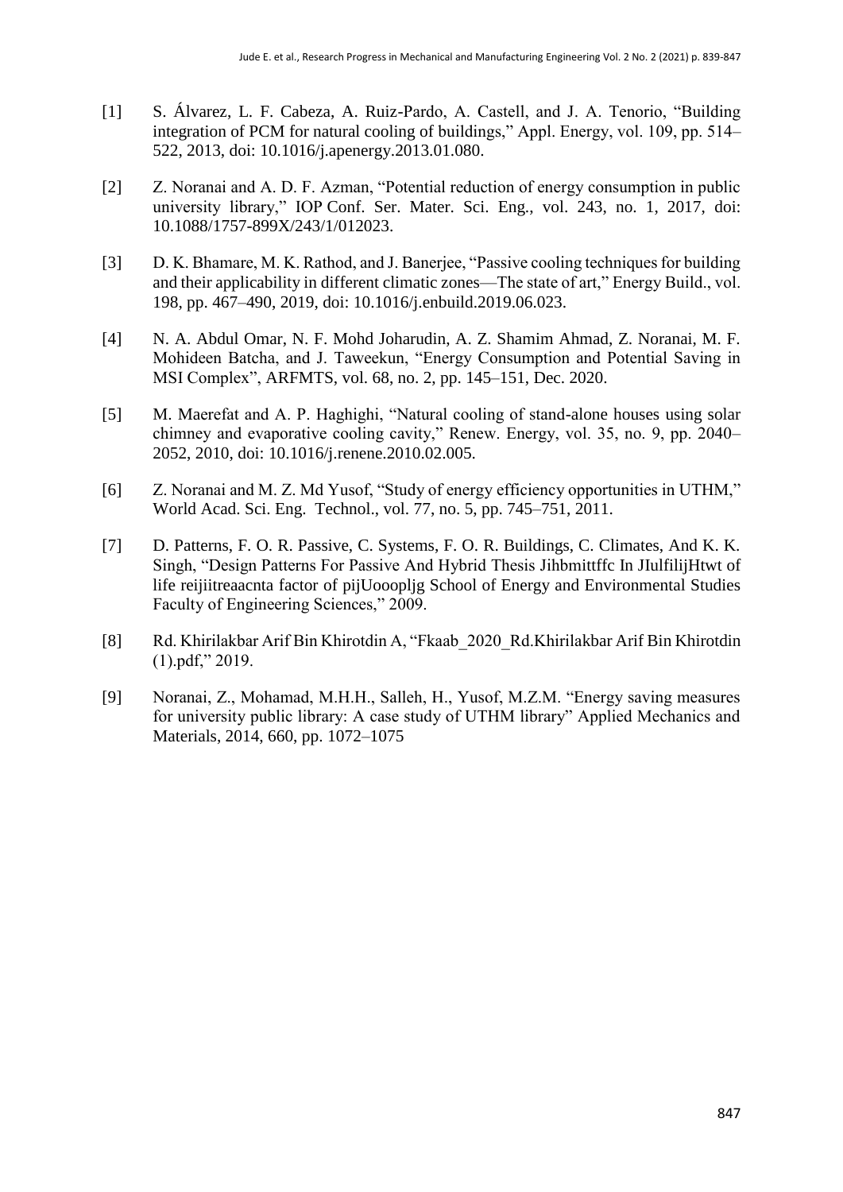[1] S. Álvarez, L. F. Cabeza, A. Ruiz-Pardo, A. Castell, and J. A. Tenorio, "Building integration of PCM for natural cooling of buildings," Appl. Energy, vol. 109, pp. 514–522, 2013, doi: 10.1016/j.apenergy.2013.01.080.

[2] Z. Noranai and A. D. F. Azman, "Potential reduction of energy consumption in public university library," IOP Conf. Ser. Mater. Sci. Eng., vol. 243, no. 1, 2017, doi: 10.1088/1757-899X/243/1/012023.

[3] D. K. Bhamare, M. K. Rathod, and J. Banerjee, "Passive cooling techniques for building and their applicability in different climatic zones—The state of art," Energy Build., vol. 198, pp. 467–490, 2019, doi: 10.1016/j.enbuild.2019.06.023.

[4] N. A. Abdul Omar, N. F. Mohd Joharudin, A. Z. Shamim Ahmad, Z. Noranai, M. F. Mohideen Batcha, and J. Taweekun, "Energy Consumption and Potential Saving in MSI Complex", ARFMTS, vol. 68, no. 2, pp. 145–151, Dec. 2020.

[5] M. Maerefat and A. P. Haghighi, "Natural cooling of stand-alone houses using solar chimney and evaporative cooling cavity," Renew. Energy, vol. 35, no. 9, pp. 2040–2052, 2010, doi: 10.1016/j.renene.2010.02.005.

[6] Z. Noranai and M. Z. Md Yusof, "Study of energy efficiency opportunities in UTHM," World Acad. Sci. Eng. Technol., vol. 77, no. 5, pp. 745–751, 2011.

[7] D. Patterns, F. O. R. Passive, C. Systems, F. O. R. Buildings, C. Climates, And K. K. Singh, "Design Patterns For Passive And Hybrid Thesis Jihbmittffc In JIulfilijHtwt of life reijiitreaacnta factor of pijUooopljg School of Energy and Environmental Studies Faculty of Engineering Sciences," 2009.

[8] Rd. Khirilakbar Arif Bin Khirotdin A, "Fkaab_2020_Rd.Khirilakbar Arif Bin Khirotdin (1).pdf," 2019.

[9] Noranai, Z., Mohamad, M.H.H., Salleh, H., Yusof, M.Z.M. "Energy saving measures for university public library: A case study of UTHM library" Applied Mechanics and Materials, 2014, 660, pp. 1072–1075